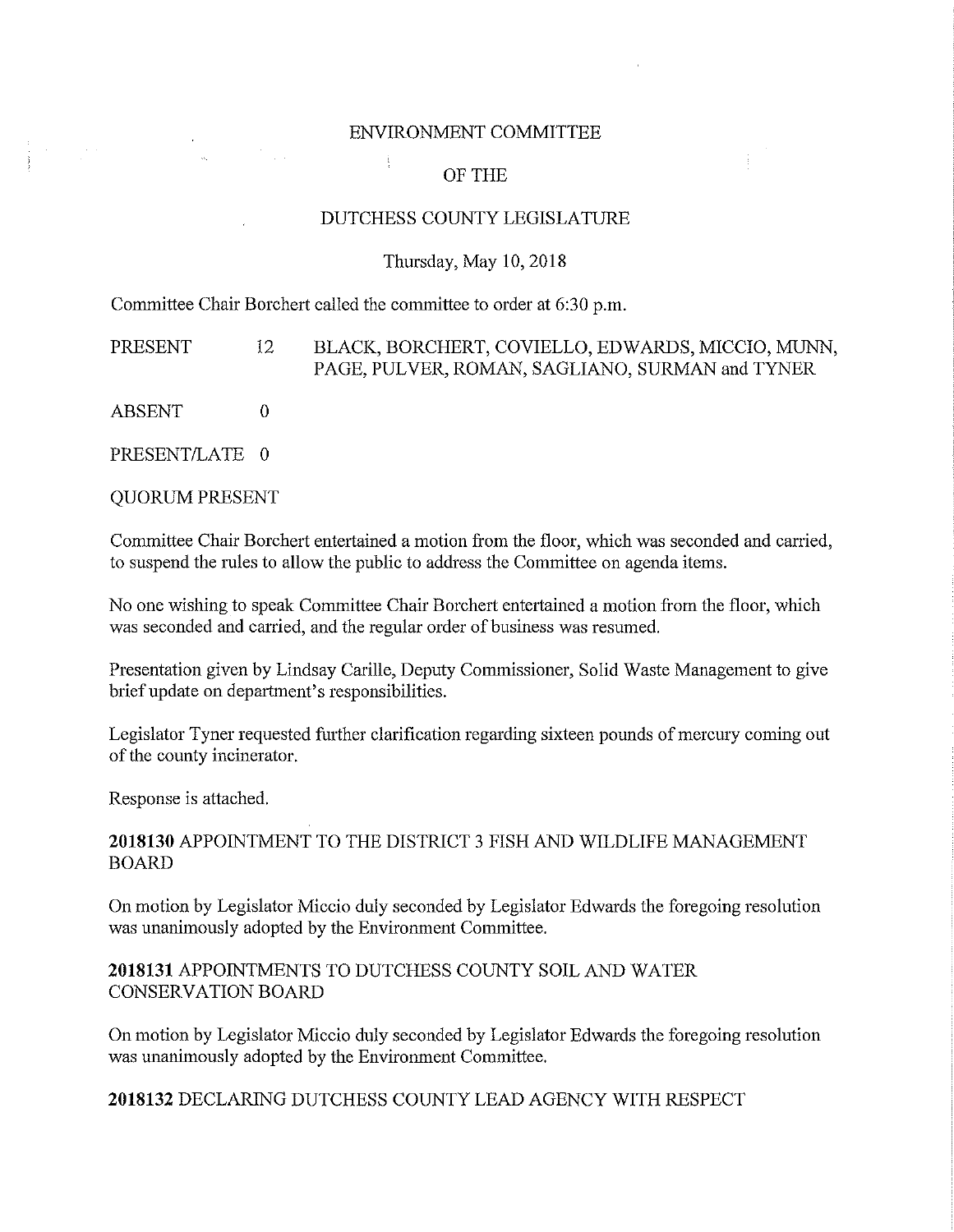# ENVIRONMENT COMMITTEE

## OF THE

## DUTCHESS COUNTY LEGISLATURE

Thursday, May 10, 2018

Committee Chair Borchert called the committee to order at 6:30 p.m.

PRESENT 12 BLACK, BORCHERT, COVIELLO, EDWARDS, MICCIO, MUNN, PAGE, PULVER, ROMAN, SAGLIANO, SURMAN and TYNER

ABSENT 0

PRESENT/LATE 0

QUORUM PRESENT

Committee Chair Borchert entertained a motion from the floor, which was seconded and carried, to suspend the rules to allow the public to address the Committee on agenda items.

No one wishing to speak Committee Chair Borchert entertained a motion from the floor, which was seconded and carried, and the regular order of business was resumed.

Presentation given by Lindsay Carille, Deputy Commissioner, Solid Waste Management to give brief update on department's responsibilities.

Legislator Tyner requested further clarification regarding sixteen pounds of mercury coming out of the county incinerator.

Response is attached.

**2018130** APPOINTMENT TO THE DISTRICT 3 FISH AND WILDLIFE MANAGEMENT BOARD

On motion by Legislator Miccio duly seconded by Legislator Edwards the foregoing resolution was unanimously adopted by the Environment Committee.

**2018131** APPOINTMENTS TO DUTCHESS COUNTY SOIL AND WATER CONSERVATION BOARD

On motion by Legislator Miccio duly seconded by Legislator Edwards the foregoing resolution was unanimously adopted by the Environment Committee.

**2018132** DECLARING DUTCHESS COUNTY LEAD AGENCY WITH RESPECT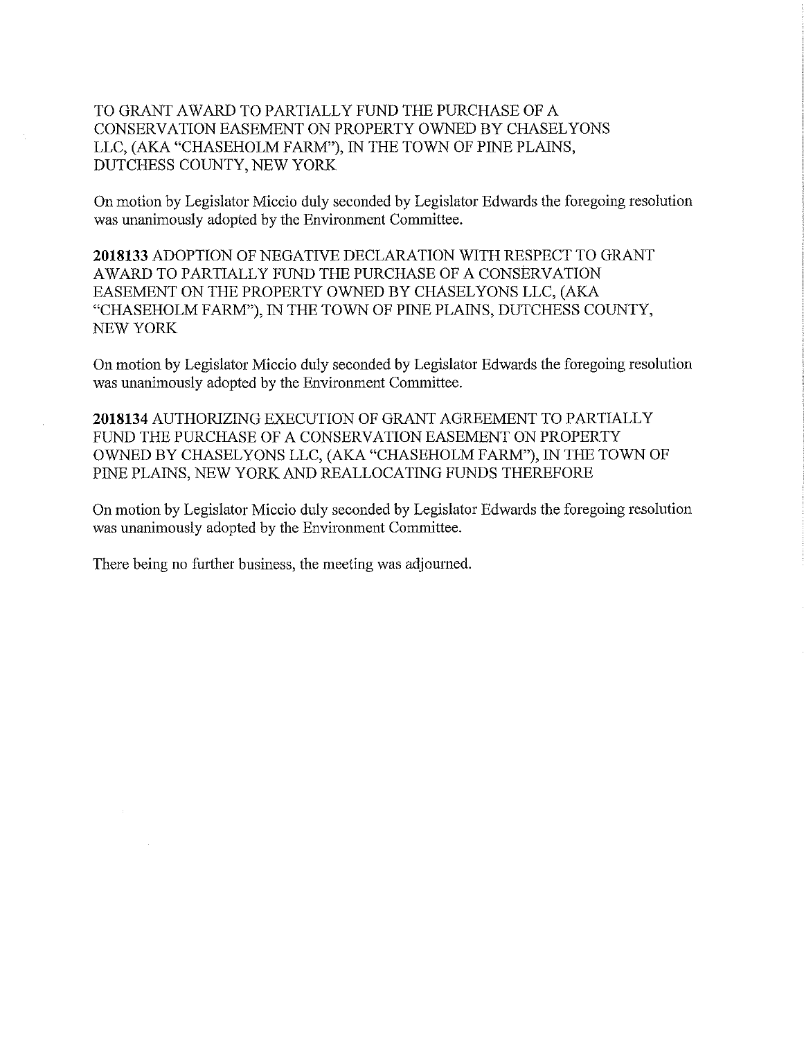TO GRANT AWARD TO PARTIALLY FUND THE PURCHASE OF A CONSERVATION EASEMENT ON PROPERTY OWNED BY CHASELYONS LLC, (AKA "CHASEHOLM FARM"), IN THE TOWN OF PINE PLAINS, DUTCHESS COUNTY, NEW YORK

On motion by Legislator Miccio duly seconded by Legislator Edwards the foregoing resolution was unanimously adopted by the Environment Committee.

**2018133** ADOPTION OF NEGATIVE DECLARATION WITH RESPECT TO GRANT AWARD TO PARTIALLY FUND THE PURCHASE OF A CONSERVATION EASEMENT ON THE PROPERTY OWNED BY CHASELYONS LLC, (AKA "CHASEHOLM FARM"), IN THE TOWN OF PINE PLAINS, DUTCHESS COUNTY, NEW YORK

On motion by Legislator Miccio duly seconded by Legislator Edwards the foregoing resolution was unanimously adopted by the Environment Committee.

**2018134** AUTHORIZING EXECUTION OF GRANT AGREEMENT TO PARTIALLY FUND THE PURCHASE OF A CONSERVATION EASEMENT ON PROPERTY OWNED BY CHASELYONS LLC, (AKA "CHASEHOLM FARM"), IN THE TOWN OF PINE PLAINS, NEW YORK AND REALLOCATING FUNDS THEREFORE

On motion by Legislator Miccio duly seconded by Legislator Edwards the foregoing resolution was unanimously adopted by the Environment Committee.

There being no further business, the meeting was adjourned.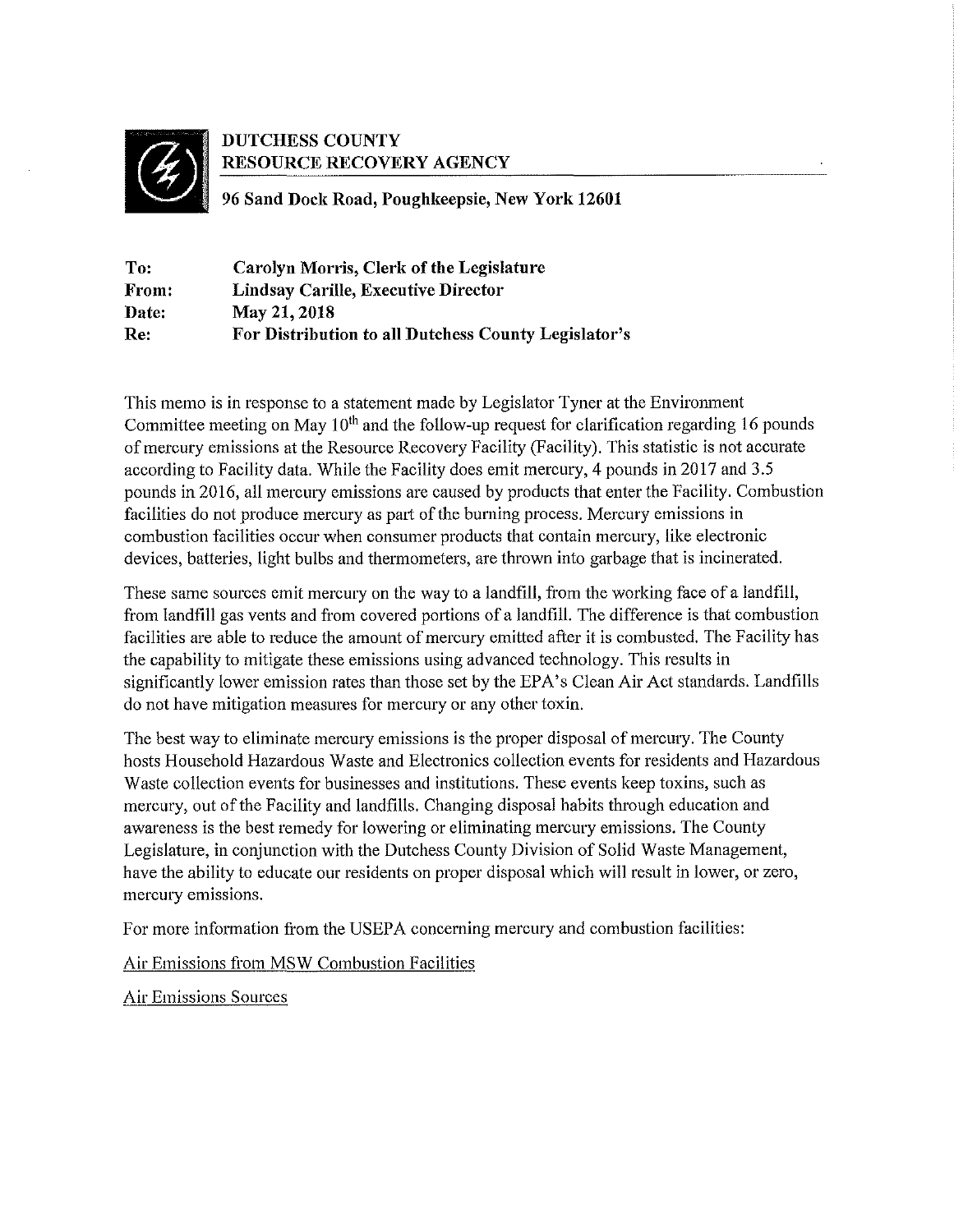**DUTCHESS COUNTY**
**RESOURCE RECOVERY AGENCY**

**96 Sand Dock Road, Poughkeepsie, New York 12601**

| | |
|---|---|
| **To:** | **Carolyn Morris, Clerk of the Legislature** |
| **From:** | **Lindsay Carille, Executive Director** |
| **Date:** | **May 21, 2018** |
| **Re:** | **For Distribution to all Dutchess County Legislator's** |

This memo is in response to a statement made by Legislator Tyner at the Environment Committee meeting on May 10th and the follow-up request for clarification regarding 16 pounds of mercury emissions at the Resource Recovery Facility (Facility). This statistic is not accurate according to Facility data. While the Facility does emit mercury, 4 pounds in 2017 and 3.5 pounds in 2016, all mercury emissions are caused by products that enter the Facility. Combustion facilities do not produce mercury as part of the burning process. Mercury emissions in combustion facilities occur when consumer products that contain mercury, like electronic devices, batteries, light bulbs and thermometers, are thrown into garbage that is incinerated.

These same sources emit mercury on the way to a landfill, from the working face of a landfill, from landfill gas vents and from covered portions of a landfill. The difference is that combustion facilities are able to reduce the amount of mercury emitted after it is combusted. The Facility has the capability to mitigate these emissions using advanced technology. This results in significantly lower emission rates than those set by the EPA's Clean Air Act standards. Landfills do not have mitigation measures for mercury or any other toxin.

The best way to eliminate mercury emissions is the proper disposal of mercury. The County hosts Household Hazardous Waste and Electronics collection events for residents and Hazardous Waste collection events for businesses and institutions. These events keep toxins, such as mercury, out of the Facility and landfills. Changing disposal habits through education and awareness is the best remedy for lowering or eliminating mercury emissions. The County Legislature, in conjunction with the Dutchess County Division of Solid Waste Management, have the ability to educate our residents on proper disposal which will result in lower, or zero, mercury emissions.

For more information from the USEPA concerning mercury and combustion facilities:

Air Emissions from MSW Combustion Facilities

Air Emissions Sources